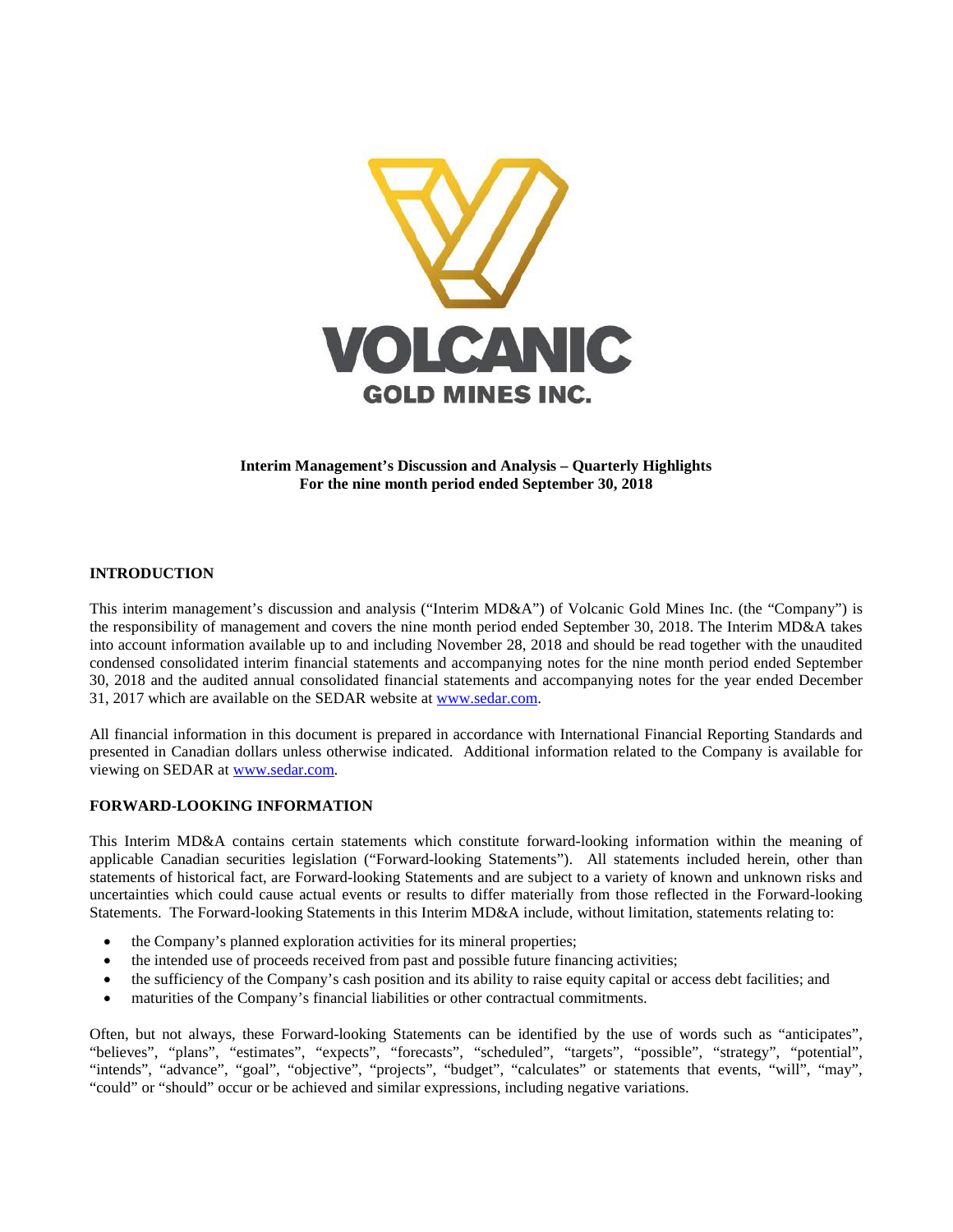**VOLCANIC**

**GOLD MINES INC.**

**Interim Management's Discussion and Analysis – Quarterly Highlights**
**For the nine month period ended September 30, 2018**

## INTRODUCTION

This interim management's discussion and analysis ("Interim MD&A") of Volcanic Gold Mines Inc. (the "Company") is the responsibility of management and covers the nine month period ended September 30, 2018. The Interim MD&A takes into account information available up to and including November 28, 2018 and should be read together with the unaudited condensed consolidated interim financial statements and accompanying notes for the nine month period ended September 30, 2018 and the audited annual consolidated financial statements and accompanying notes for the year ended December 31, 2017 which are available on the SEDAR website at www.sedar.com.

All financial information in this document is prepared in accordance with International Financial Reporting Standards and presented in Canadian dollars unless otherwise indicated. Additional information related to the Company is available for viewing on SEDAR at www.sedar.com.

## FORWARD-LOOKING INFORMATION

This Interim MD&A contains certain statements which constitute forward-looking information within the meaning of applicable Canadian securities legislation ("Forward-looking Statements"). All statements included herein, other than statements of historical fact, are Forward-looking Statements and are subject to a variety of known and unknown risks and uncertainties which could cause actual events or results to differ materially from those reflected in the Forward-looking Statements. The Forward-looking Statements in this Interim MD&A include, without limitation, statements relating to:

- the Company's planned exploration activities for its mineral properties;
- the intended use of proceeds received from past and possible future financing activities;
- the sufficiency of the Company's cash position and its ability to raise equity capital or access debt facilities; and
- maturities of the Company's financial liabilities or other contractual commitments.

Often, but not always, these Forward-looking Statements can be identified by the use of words such as "anticipates", "believes", "plans", "estimates", "expects", "forecasts", "scheduled", "targets", "possible", "strategy", "potential", "intends", "advance", "goal", "objective", "projects", "budget", "calculates" or statements that events, "will", "may", "could" or "should" occur or be achieved and similar expressions, including negative variations.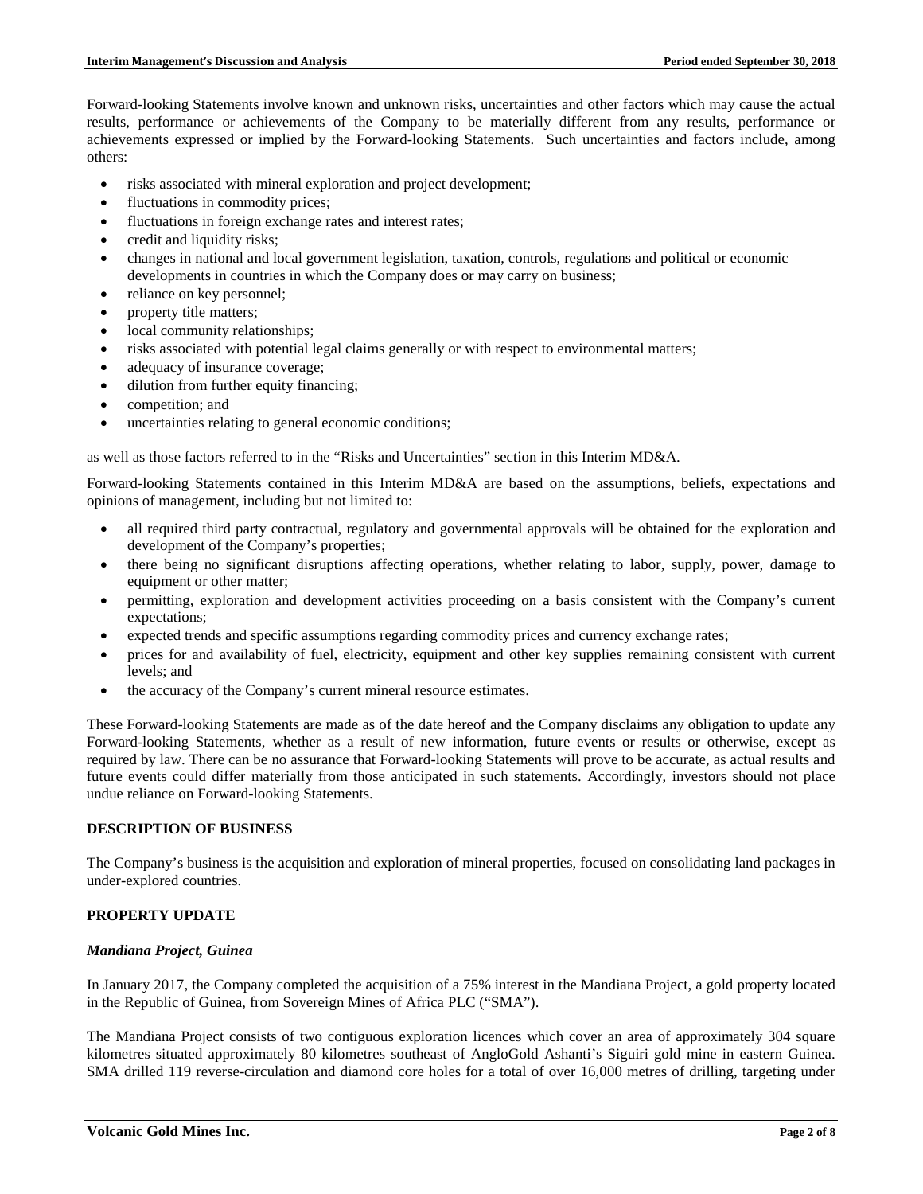Forward-looking Statements involve known and unknown risks, uncertainties and other factors which may cause the actual results, performance or achievements of the Company to be materially different from any results, performance or achievements expressed or implied by the Forward-looking Statements. Such uncertainties and factors include, among others:

- risks associated with mineral exploration and project development;
- fluctuations in commodity prices;
- fluctuations in foreign exchange rates and interest rates;
- credit and liquidity risks;
- changes in national and local government legislation, taxation, controls, regulations and political or economic developments in countries in which the Company does or may carry on business;
- reliance on key personnel;
- property title matters;
- local community relationships;
- risks associated with potential legal claims generally or with respect to environmental matters;
- adequacy of insurance coverage;
- dilution from further equity financing;
- competition; and
- uncertainties relating to general economic conditions;

as well as those factors referred to in the "Risks and Uncertainties" section in this Interim MD&A.

Forward-looking Statements contained in this Interim MD&A are based on the assumptions, beliefs, expectations and opinions of management, including but not limited to:

- all required third party contractual, regulatory and governmental approvals will be obtained for the exploration and development of the Company's properties;
- there being no significant disruptions affecting operations, whether relating to labor, supply, power, damage to equipment or other matter;
- permitting, exploration and development activities proceeding on a basis consistent with the Company's current expectations;
- expected trends and specific assumptions regarding commodity prices and currency exchange rates;
- prices for and availability of fuel, electricity, equipment and other key supplies remaining consistent with current levels; and
- the accuracy of the Company's current mineral resource estimates.

These Forward-looking Statements are made as of the date hereof and the Company disclaims any obligation to update any Forward-looking Statements, whether as a result of new information, future events or results or otherwise, except as required by law. There can be no assurance that Forward-looking Statements will prove to be accurate, as actual results and future events could differ materially from those anticipated in such statements. Accordingly, investors should not place undue reliance on Forward-looking Statements.

## DESCRIPTION OF BUSINESS

The Company's business is the acquisition and exploration of mineral properties, focused on consolidating land packages in under-explored countries.

## PROPERTY UPDATE

### *Mandiana Project, Guinea*

In January 2017, the Company completed the acquisition of a 75% interest in the Mandiana Project, a gold property located in the Republic of Guinea, from Sovereign Mines of Africa PLC ("SMA").

The Mandiana Project consists of two contiguous exploration licences which cover an area of approximately 304 square kilometres situated approximately 80 kilometres southeast of AngloGold Ashanti's Siguiri gold mine in eastern Guinea. SMA drilled 119 reverse-circulation and diamond core holes for a total of over 16,000 metres of drilling, targeting under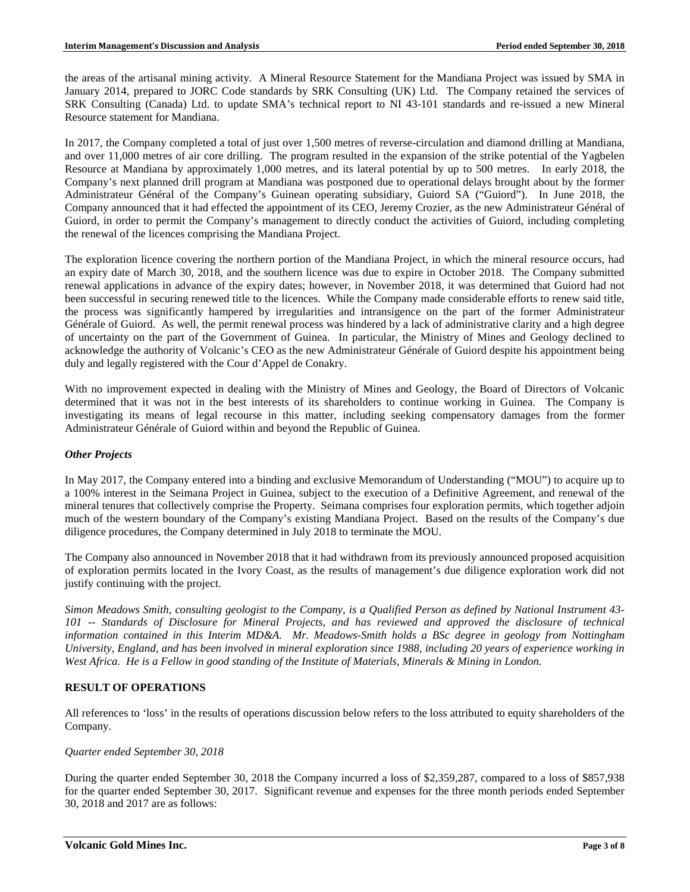the areas of the artisanal mining activity. A Mineral Resource Statement for the Mandiana Project was issued by SMA in January 2014, prepared to JORC Code standards by SRK Consulting (UK) Ltd. The Company retained the services of SRK Consulting (Canada) Ltd. to update SMA's technical report to NI 43-101 standards and re-issued a new Mineral Resource statement for Mandiana.

In 2017, the Company completed a total of just over 1,500 metres of reverse-circulation and diamond drilling at Mandiana, and over 11,000 metres of air core drilling. The program resulted in the expansion of the strike potential of the Yagbelen Resource at Mandiana by approximately 1,000 metres, and its lateral potential by up to 500 metres. In early 2018, the Company's next planned drill program at Mandiana was postponed due to operational delays brought about by the former Administrateur Général of the Company's Guinean operating subsidiary, Guiord SA ("Guiord"). In June 2018, the Company announced that it had effected the appointment of its CEO, Jeremy Crozier, as the new Administrateur Général of Guiord, in order to permit the Company's management to directly conduct the activities of Guiord, including completing the renewal of the licences comprising the Mandiana Project.

The exploration licence covering the northern portion of the Mandiana Project, in which the mineral resource occurs, had an expiry date of March 30, 2018, and the southern licence was due to expire in October 2018. The Company submitted renewal applications in advance of the expiry dates; however, in November 2018, it was determined that Guiord had not been successful in securing renewed title to the licences. While the Company made considerable efforts to renew said title, the process was significantly hampered by irregularities and intransigence on the part of the former Administrateur Générale of Guiord. As well, the permit renewal process was hindered by a lack of administrative clarity and a high degree of uncertainty on the part of the Government of Guinea. In particular, the Ministry of Mines and Geology declined to acknowledge the authority of Volcanic's CEO as the new Administrateur Générale of Guiord despite his appointment being duly and legally registered with the Cour d'Appel de Conakry.

With no improvement expected in dealing with the Ministry of Mines and Geology, the Board of Directors of Volcanic determined that it was not in the best interests of its shareholders to continue working in Guinea. The Company is investigating its means of legal recourse in this matter, including seeking compensatory damages from the former Administrateur Générale of Guiord within and beyond the Republic of Guinea.

### *Other Projects*

In May 2017, the Company entered into a binding and exclusive Memorandum of Understanding ("MOU") to acquire up to a 100% interest in the Seimana Project in Guinea, subject to the execution of a Definitive Agreement, and renewal of the mineral tenures that collectively comprise the Property. Seimana comprises four exploration permits, which together adjoin much of the western boundary of the Company's existing Mandiana Project. Based on the results of the Company's due diligence procedures, the Company determined in July 2018 to terminate the MOU.

The Company also announced in November 2018 that it had withdrawn from its previously announced proposed acquisition of exploration permits located in the Ivory Coast, as the results of management's due diligence exploration work did not justify continuing with the project.

*Simon Meadows Smith, consulting geologist to the Company, is a Qualified Person as defined by National Instrument 43-101 -- Standards of Disclosure for Mineral Projects, and has reviewed and approved the disclosure of technical information contained in this Interim MD&A. Mr. Meadows-Smith holds a BSc degree in geology from Nottingham University, England, and has been involved in mineral exploration since 1988, including 20 years of experience working in West Africa. He is a Fellow in good standing of the Institute of Materials, Minerals & Mining in London.*

## RESULT OF OPERATIONS

All references to 'loss' in the results of operations discussion below refers to the loss attributed to equity shareholders of the Company.

*Quarter ended September 30, 2018*

During the quarter ended September 30, 2018 the Company incurred a loss of \$2,359,287, compared to a loss of \$857,938 for the quarter ended September 30, 2017. Significant revenue and expenses for the three month periods ended September 30, 2018 and 2017 are as follows: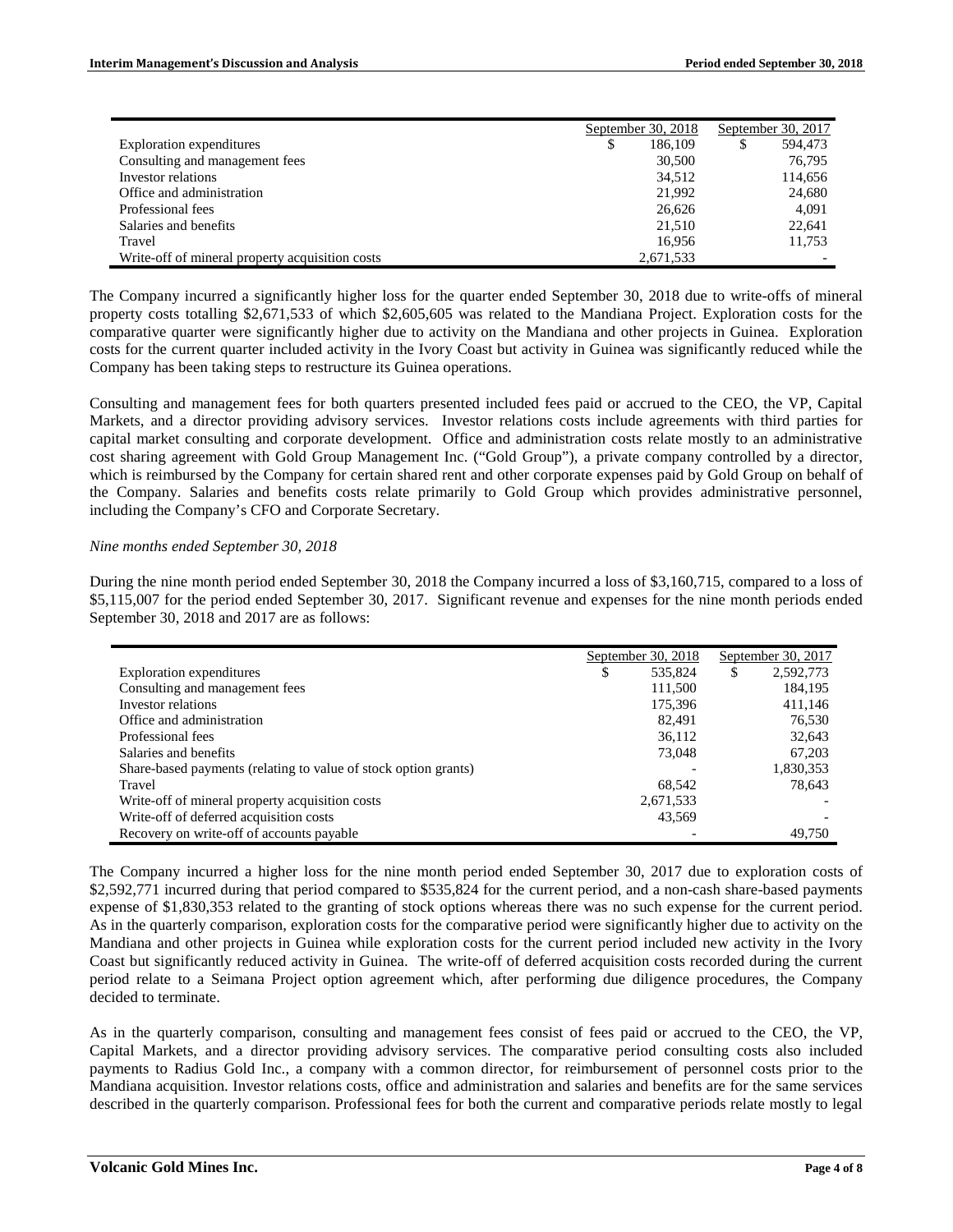| | September 30, 2018 | September 30, 2017 |
|---|---|---|
| Exploration expenditures | $ 186,109 | $ 594,473 |
| Consulting and management fees | 30,500 | 76,795 |
| Investor relations | 34,512 | 114,656 |
| Office and administration | 21,992 | 24,680 |
| Professional fees | 26,626 | 4,091 |
| Salaries and benefits | 21,510 | 22,641 |
| Travel | 16,956 | 11,753 |
| Write-off of mineral property acquisition costs | 2,671,533 | - |

The Company incurred a significantly higher loss for the quarter ended September 30, 2018 due to write-offs of mineral property costs totalling $2,671,533 of which $2,605,605 was related to the Mandiana Project. Exploration costs for the comparative quarter were significantly higher due to activity on the Mandiana and other projects in Guinea. Exploration costs for the current quarter included activity in the Ivory Coast but activity in Guinea was significantly reduced while the Company has been taking steps to restructure its Guinea operations.

Consulting and management fees for both quarters presented included fees paid or accrued to the CEO, the VP, Capital Markets, and a director providing advisory services. Investor relations costs include agreements with third parties for capital market consulting and corporate development. Office and administration costs relate mostly to an administrative cost sharing agreement with Gold Group Management Inc. ("Gold Group"), a private company controlled by a director, which is reimbursed by the Company for certain shared rent and other corporate expenses paid by Gold Group on behalf of the Company. Salaries and benefits costs relate primarily to Gold Group which provides administrative personnel, including the Company's CFO and Corporate Secretary.

*Nine months ended September 30, 2018*

During the nine month period ended September 30, 2018 the Company incurred a loss of $3,160,715, compared to a loss of $5,115,007 for the period ended September 30, 2017. Significant revenue and expenses for the nine month periods ended September 30, 2018 and 2017 are as follows:

| | September 30, 2018 | September 30, 2017 |
|---|---|---|
| Exploration expenditures | $ 535,824 | $ 2,592,773 |
| Consulting and management fees | 111,500 | 184,195 |
| Investor relations | 175,396 | 411,146 |
| Office and administration | 82,491 | 76,530 |
| Professional fees | 36,112 | 32,643 |
| Salaries and benefits | 73,048 | 67,203 |
| Share-based payments (relating to value of stock option grants) | - | 1,830,353 |
| Travel | 68,542 | 78,643 |
| Write-off of mineral property acquisition costs | 2,671,533 | - |
| Write-off of deferred acquisition costs | 43,569 | - |
| Recovery on write-off of accounts payable | - | 49,750 |

The Company incurred a higher loss for the nine month period ended September 30, 2017 due to exploration costs of $2,592,771 incurred during that period compared to $535,824 for the current period, and a non-cash share-based payments expense of $1,830,353 related to the granting of stock options whereas there was no such expense for the current period. As in the quarterly comparison, exploration costs for the comparative period were significantly higher due to activity on the Mandiana and other projects in Guinea while exploration costs for the current period included new activity in the Ivory Coast but significantly reduced activity in Guinea. The write-off of deferred acquisition costs recorded during the current period relate to a Seimana Project option agreement which, after performing due diligence procedures, the Company decided to terminate.

As in the quarterly comparison, consulting and management fees consist of fees paid or accrued to the CEO, the VP, Capital Markets, and a director providing advisory services. The comparative period consulting costs also included payments to Radius Gold Inc., a company with a common director, for reimbursement of personnel costs prior to the Mandiana acquisition. Investor relations costs, office and administration and salaries and benefits are for the same services described in the quarterly comparison. Professional fees for both the current and comparative periods relate mostly to legal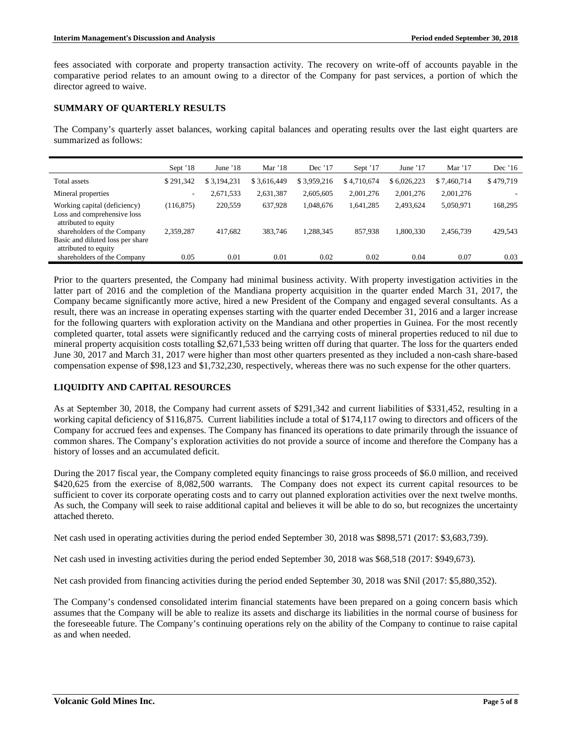fees associated with corporate and property transaction activity. The recovery on write-off of accounts payable in the comparative period relates to an amount owing to a director of the Company for past services, a portion of which the director agreed to waive.

## SUMMARY OF QUARTERLY RESULTS

The Company's quarterly asset balances, working capital balances and operating results over the last eight quarters are summarized as follows:

| | Sept '18 | June '18 | Mar '18 | Dec '17 | Sept '17 | June '17 | Mar '17 | Dec '16 |
|---|---|---|---|---|---|---|---|---|
| Total assets | $ 291,342 | $ 3,194,231 | $ 3,616,449 | $ 3,959,216 | $ 4,710,674 | $ 6,026,223 | $ 7,460,714 | $ 479,719 |
| Mineral properties | - | 2,671,533 | 2,631,387 | 2,605,605 | 2,001,276 | 2,001,276 | 2,001,276 | - |
| Working capital (deficiency) | (116,875) | 220,559 | 637,928 | 1,048,676 | 1,641,285 | 2,493,624 | 5,050,971 | 168,295 |
| Loss and comprehensive loss attributed to equity shareholders of the Company | 2,359,287 | 417,682 | 383,746 | 1,288,345 | 857,938 | 1,800,330 | 2,456,739 | 429,543 |
| Basic and diluted loss per share attributed to equity shareholders of the Company | 0.05 | 0.01 | 0.01 | 0.02 | 0.02 | 0.04 | 0.07 | 0.03 |

Prior to the quarters presented, the Company had minimal business activity. With property investigation activities in the latter part of 2016 and the completion of the Mandiana property acquisition in the quarter ended March 31, 2017, the Company became significantly more active, hired a new President of the Company and engaged several consultants. As a result, there was an increase in operating expenses starting with the quarter ended December 31, 2016 and a larger increase for the following quarters with exploration activity on the Mandiana and other properties in Guinea. For the most recently completed quarter, total assets were significantly reduced and the carrying costs of mineral properties reduced to nil due to mineral property acquisition costs totalling $2,671,533 being written off during that quarter. The loss for the quarters ended June 30, 2017 and March 31, 2017 were higher than most other quarters presented as they included a non-cash share-based compensation expense of $98,123 and $1,732,230, respectively, whereas there was no such expense for the other quarters.

## LIQUIDITY AND CAPITAL RESOURCES

As at September 30, 2018, the Company had current assets of $291,342 and current liabilities of $331,452, resulting in a working capital deficiency of $116,875. Current liabilities include a total of $174,117 owing to directors and officers of the Company for accrued fees and expenses. The Company has financed its operations to date primarily through the issuance of common shares. The Company's exploration activities do not provide a source of income and therefore the Company has a history of losses and an accumulated deficit.

During the 2017 fiscal year, the Company completed equity financings to raise gross proceeds of $6.0 million, and received $420,625 from the exercise of 8,082,500 warrants. The Company does not expect its current capital resources to be sufficient to cover its corporate operating costs and to carry out planned exploration activities over the next twelve months. As such, the Company will seek to raise additional capital and believes it will be able to do so, but recognizes the uncertainty attached thereto.

Net cash used in operating activities during the period ended September 30, 2018 was $898,571 (2017: $3,683,739).

Net cash used in investing activities during the period ended September 30, 2018 was $68,518 (2017: $949,673).

Net cash provided from financing activities during the period ended September 30, 2018 was $Nil (2017: $5,880,352).

The Company's condensed consolidated interim financial statements have been prepared on a going concern basis which assumes that the Company will be able to realize its assets and discharge its liabilities in the normal course of business for the foreseeable future. The Company's continuing operations rely on the ability of the Company to continue to raise capital as and when needed.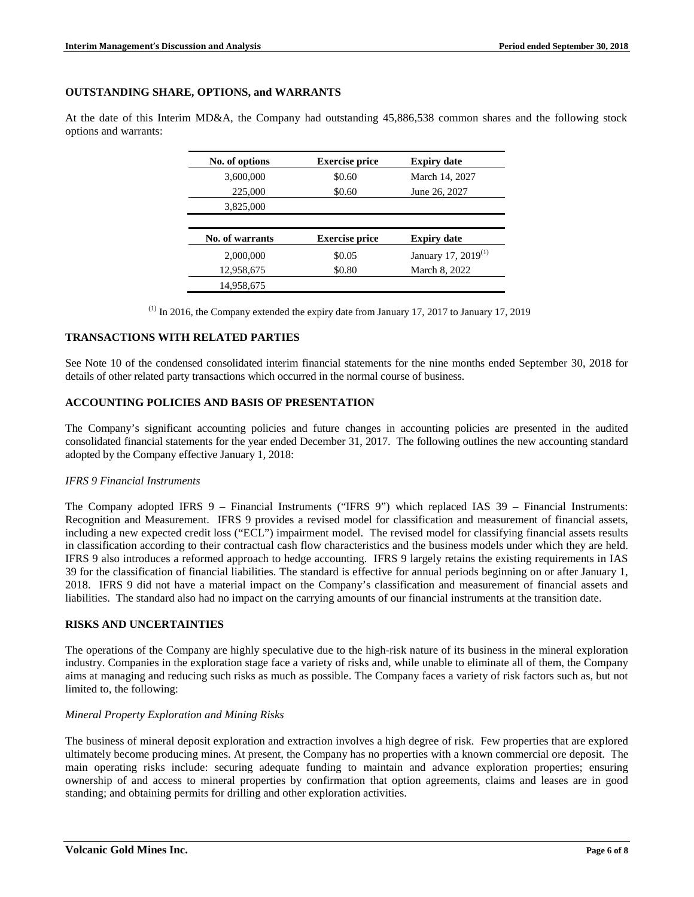## OUTSTANDING SHARE, OPTIONS, and WARRANTS

At the date of this Interim MD&A, the Company had outstanding 45,886,538 common shares and the following stock options and warrants:

| No. of options | Exercise price | Expiry date |
|---|---|---|
| 3,600,000 | $0.60 | March 14, 2027 |
| 225,000 | $0.60 | June 26, 2027 |
| 3,825,000 | | |

| No. of warrants | Exercise price | Expiry date |
|---|---|---|
| 2,000,000 | $0.05 | January 17, 2019[1] |
| 12,958,675 | $0.80 | March 8, 2022 |
| 14,958,675 | | |

[1] In 2016, the Company extended the expiry date from January 17, 2017 to January 17, 2019

## TRANSACTIONS WITH RELATED PARTIES

See Note 10 of the condensed consolidated interim financial statements for the nine months ended September 30, 2018 for details of other related party transactions which occurred in the normal course of business.

## ACCOUNTING POLICIES AND BASIS OF PRESENTATION

The Company's significant accounting policies and future changes in accounting policies are presented in the audited consolidated financial statements for the year ended December 31, 2017. The following outlines the new accounting standard adopted by the Company effective January 1, 2018:

*IFRS 9 Financial Instruments*

The Company adopted IFRS 9 – Financial Instruments ("IFRS 9") which replaced IAS 39 – Financial Instruments: Recognition and Measurement. IFRS 9 provides a revised model for classification and measurement of financial assets, including a new expected credit loss ("ECL") impairment model. The revised model for classifying financial assets results in classification according to their contractual cash flow characteristics and the business models under which they are held. IFRS 9 also introduces a reformed approach to hedge accounting. IFRS 9 largely retains the existing requirements in IAS 39 for the classification of financial liabilities. The standard is effective for annual periods beginning on or after January 1, 2018. IFRS 9 did not have a material impact on the Company's classification and measurement of financial assets and liabilities. The standard also had no impact on the carrying amounts of our financial instruments at the transition date.

## RISKS AND UNCERTAINTIES

The operations of the Company are highly speculative due to the high-risk nature of its business in the mineral exploration industry. Companies in the exploration stage face a variety of risks and, while unable to eliminate all of them, the Company aims at managing and reducing such risks as much as possible. The Company faces a variety of risk factors such as, but not limited to, the following:

*Mineral Property Exploration and Mining Risks*

The business of mineral deposit exploration and extraction involves a high degree of risk. Few properties that are explored ultimately become producing mines. At present, the Company has no properties with a known commercial ore deposit. The main operating risks include: securing adequate funding to maintain and advance exploration properties; ensuring ownership of and access to mineral properties by confirmation that option agreements, claims and leases are in good standing; and obtaining permits for drilling and other exploration activities.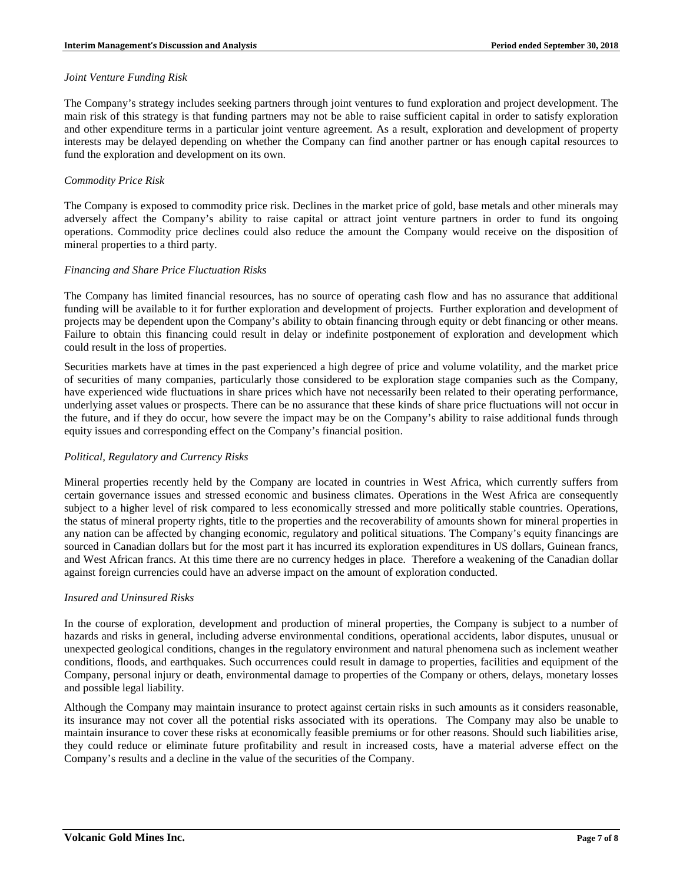*Joint Venture Funding Risk*

The Company's strategy includes seeking partners through joint ventures to fund exploration and project development. The main risk of this strategy is that funding partners may not be able to raise sufficient capital in order to satisfy exploration and other expenditure terms in a particular joint venture agreement. As a result, exploration and development of property interests may be delayed depending on whether the Company can find another partner or has enough capital resources to fund the exploration and development on its own.

*Commodity Price Risk*

The Company is exposed to commodity price risk. Declines in the market price of gold, base metals and other minerals may adversely affect the Company's ability to raise capital or attract joint venture partners in order to fund its ongoing operations. Commodity price declines could also reduce the amount the Company would receive on the disposition of mineral properties to a third party.

*Financing and Share Price Fluctuation Risks*

The Company has limited financial resources, has no source of operating cash flow and has no assurance that additional funding will be available to it for further exploration and development of projects. Further exploration and development of projects may be dependent upon the Company's ability to obtain financing through equity or debt financing or other means. Failure to obtain this financing could result in delay or indefinite postponement of exploration and development which could result in the loss of properties.

Securities markets have at times in the past experienced a high degree of price and volume volatility, and the market price of securities of many companies, particularly those considered to be exploration stage companies such as the Company, have experienced wide fluctuations in share prices which have not necessarily been related to their operating performance, underlying asset values or prospects. There can be no assurance that these kinds of share price fluctuations will not occur in the future, and if they do occur, how severe the impact may be on the Company's ability to raise additional funds through equity issues and corresponding effect on the Company's financial position.

*Political, Regulatory and Currency Risks*

Mineral properties recently held by the Company are located in countries in West Africa, which currently suffers from certain governance issues and stressed economic and business climates. Operations in the West Africa are consequently subject to a higher level of risk compared to less economically stressed and more politically stable countries. Operations, the status of mineral property rights, title to the properties and the recoverability of amounts shown for mineral properties in any nation can be affected by changing economic, regulatory and political situations. The Company's equity financings are sourced in Canadian dollars but for the most part it has incurred its exploration expenditures in US dollars, Guinean francs, and West African francs. At this time there are no currency hedges in place. Therefore a weakening of the Canadian dollar against foreign currencies could have an adverse impact on the amount of exploration conducted.

*Insured and Uninsured Risks*

In the course of exploration, development and production of mineral properties, the Company is subject to a number of hazards and risks in general, including adverse environmental conditions, operational accidents, labor disputes, unusual or unexpected geological conditions, changes in the regulatory environment and natural phenomena such as inclement weather conditions, floods, and earthquakes. Such occurrences could result in damage to properties, facilities and equipment of the Company, personal injury or death, environmental damage to properties of the Company or others, delays, monetary losses and possible legal liability.

Although the Company may maintain insurance to protect against certain risks in such amounts as it considers reasonable, its insurance may not cover all the potential risks associated with its operations. The Company may also be unable to maintain insurance to cover these risks at economically feasible premiums or for other reasons. Should such liabilities arise, they could reduce or eliminate future profitability and result in increased costs, have a material adverse effect on the Company's results and a decline in the value of the securities of the Company.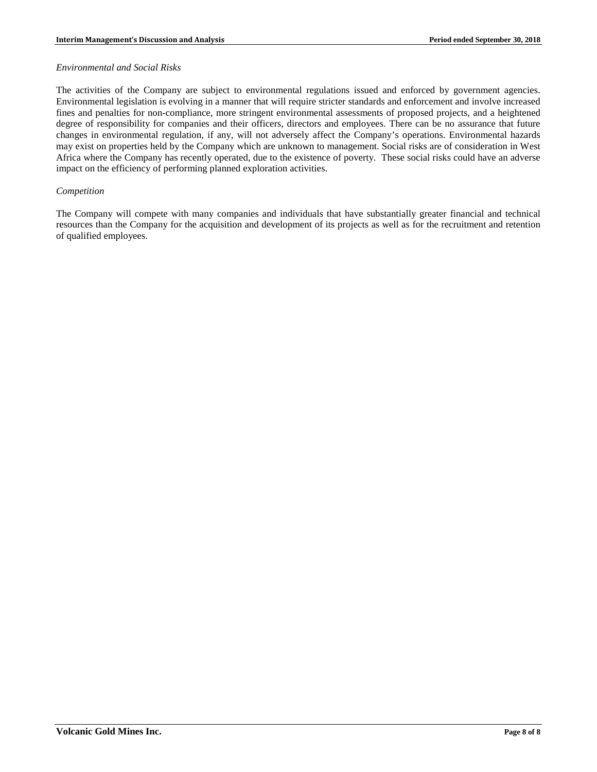*Environmental and Social Risks*

The activities of the Company are subject to environmental regulations issued and enforced by government agencies. Environmental legislation is evolving in a manner that will require stricter standards and enforcement and involve increased fines and penalties for non-compliance, more stringent environmental assessments of proposed projects, and a heightened degree of responsibility for companies and their officers, directors and employees. There can be no assurance that future changes in environmental regulation, if any, will not adversely affect the Company's operations. Environmental hazards may exist on properties held by the Company which are unknown to management. Social risks are of consideration in West Africa where the Company has recently operated, due to the existence of poverty. These social risks could have an adverse impact on the efficiency of performing planned exploration activities.

*Competition*

The Company will compete with many companies and individuals that have substantially greater financial and technical resources than the Company for the acquisition and development of its projects as well as for the recruitment and retention of qualified employees.